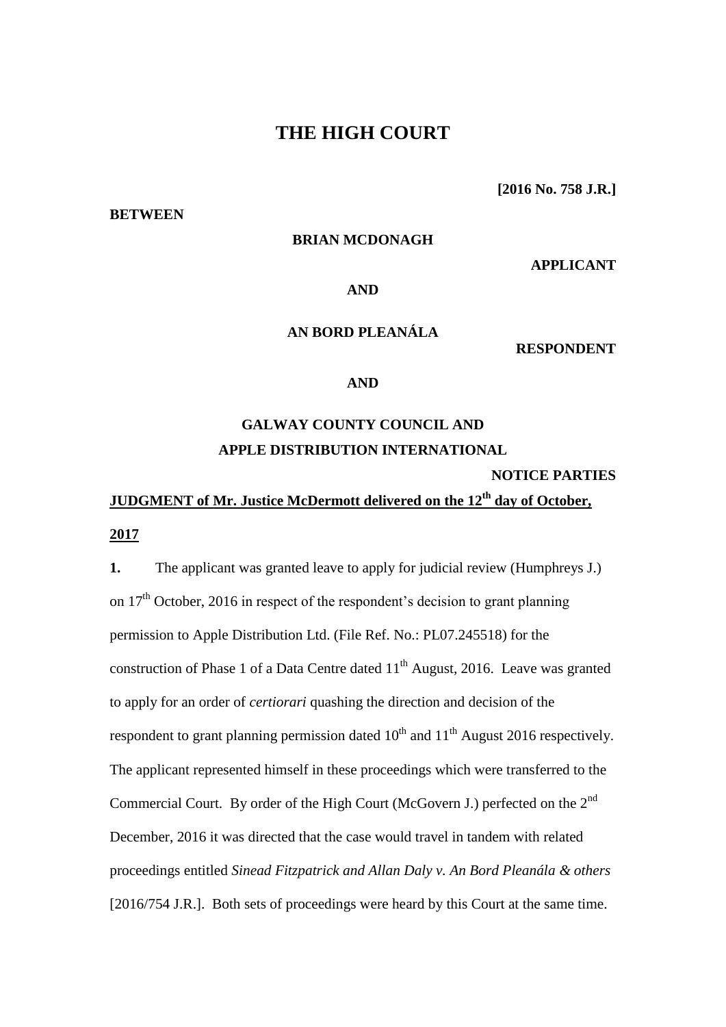# THE HIGH COURT

**[2016 No. 758 J.R.]**

**BETWEEN**

**BRIAN MCDONAGH**

**APPLICANT**

**AND**

**AN BORD PLEANÁLA**

**RESPONDENT**

**AND**

**GALWAY COUNTY COUNCIL AND**
**APPLE DISTRIBUTION INTERNATIONAL**

**NOTICE PARTIES**

**JUDGMENT of Mr. Justice McDermott delivered on the 12th day of October, 2017**

**1.** The applicant was granted leave to apply for judicial review (Humphreys J.) on 17th October, 2016 in respect of the respondent's decision to grant planning permission to Apple Distribution Ltd. (File Ref. No.: PL07.245518) for the construction of Phase 1 of a Data Centre dated 11th August, 2016. Leave was granted to apply for an order of *certiorari* quashing the direction and decision of the respondent to grant planning permission dated 10th and 11th August 2016 respectively. The applicant represented himself in these proceedings which were transferred to the Commercial Court. By order of the High Court (McGovern J.) perfected on the 2nd December, 2016 it was directed that the case would travel in tandem with related proceedings entitled *Sinead Fitzpatrick and Allan Daly v. An Bord Pleanála & others* [2016/754 J.R.]. Both sets of proceedings were heard by this Court at the same time.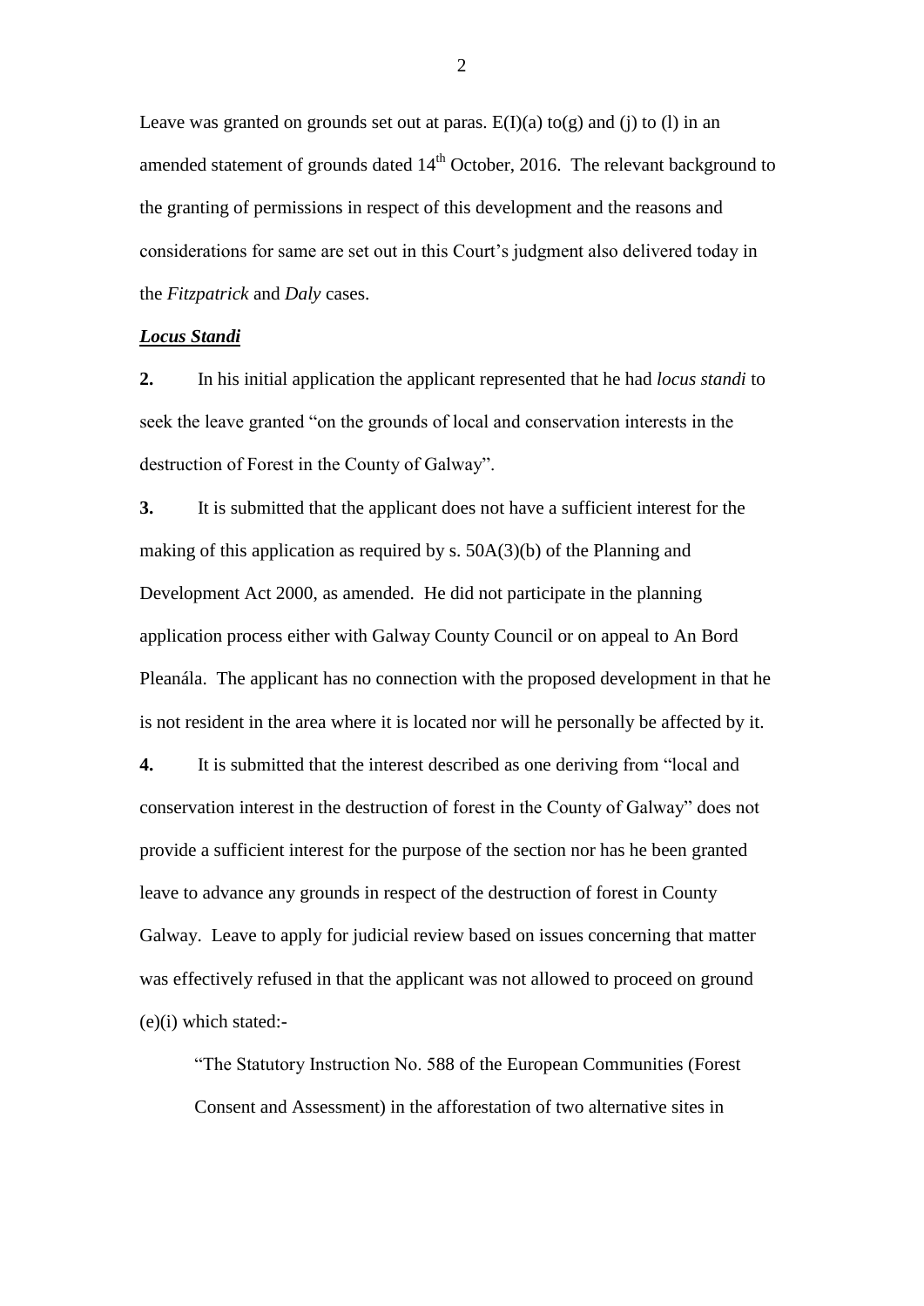Leave was granted on grounds set out at paras. E(I)(a) to(g) and (j) to (l) in an amended statement of grounds dated 14th October, 2016. The relevant background to the granting of permissions in respect of this development and the reasons and considerations for same are set out in this Court's judgment also delivered today in the *Fitzpatrick* and *Daly* cases.

***Locus Standi***

**2.** In his initial application the applicant represented that he had *locus standi* to seek the leave granted "on the grounds of local and conservation interests in the destruction of Forest in the County of Galway".

**3.** It is submitted that the applicant does not have a sufficient interest for the making of this application as required by s. 50A(3)(b) of the Planning and Development Act 2000, as amended. He did not participate in the planning application process either with Galway County Council or on appeal to An Bord Pleanála. The applicant has no connection with the proposed development in that he is not resident in the area where it is located nor will he personally be affected by it.

**4.** It is submitted that the interest described as one deriving from "local and conservation interest in the destruction of forest in the County of Galway" does not provide a sufficient interest for the purpose of the section nor has he been granted leave to advance any grounds in respect of the destruction of forest in County Galway. Leave to apply for judicial review based on issues concerning that matter was effectively refused in that the applicant was not allowed to proceed on ground (e)(i) which stated:-

> "The Statutory Instruction No. 588 of the European Communities (Forest Consent and Assessment) in the afforestation of two alternative sites in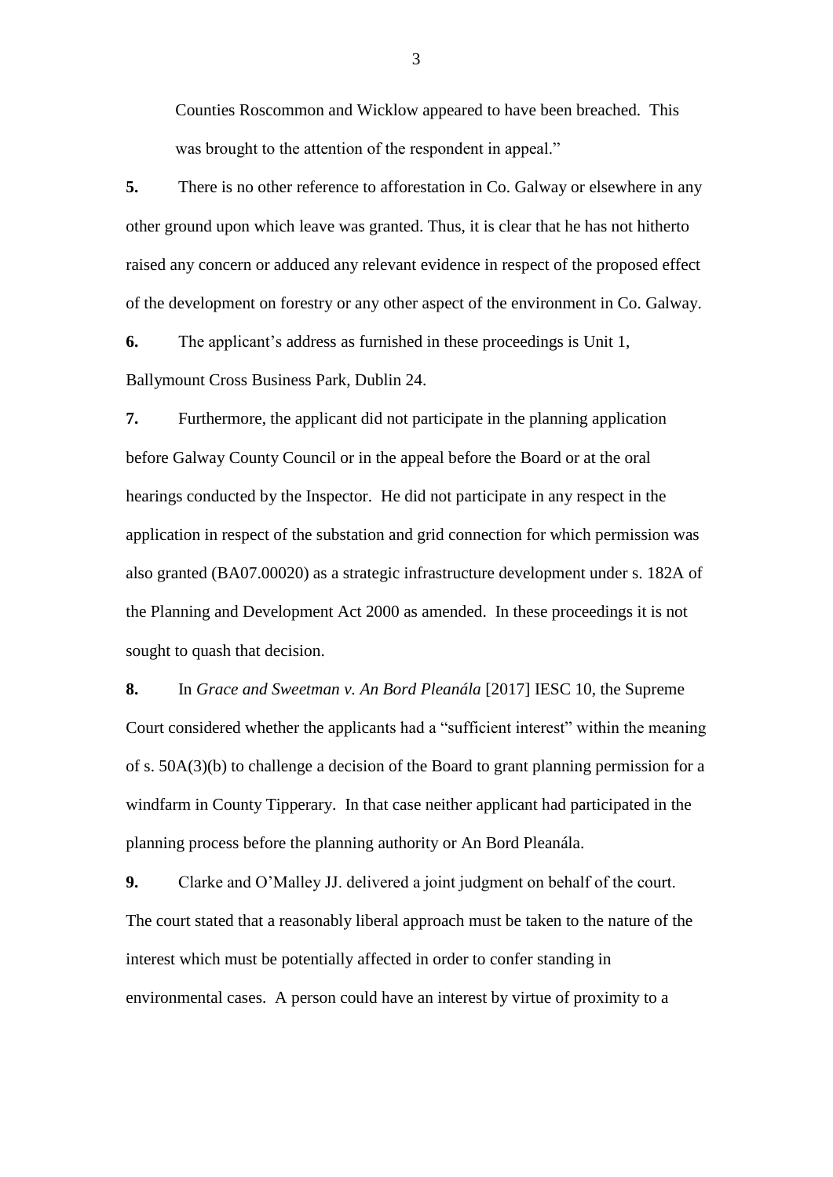Counties Roscommon and Wicklow appeared to have been breached. This was brought to the attention of the respondent in appeal."

**5.** There is no other reference to afforestation in Co. Galway or elsewhere in any other ground upon which leave was granted. Thus, it is clear that he has not hitherto raised any concern or adduced any relevant evidence in respect of the proposed effect of the development on forestry or any other aspect of the environment in Co. Galway.

**6.** The applicant's address as furnished in these proceedings is Unit 1, Ballymount Cross Business Park, Dublin 24.

**7.** Furthermore, the applicant did not participate in the planning application before Galway County Council or in the appeal before the Board or at the oral hearings conducted by the Inspector. He did not participate in any respect in the application in respect of the substation and grid connection for which permission was also granted (BA07.00020) as a strategic infrastructure development under s. 182A of the Planning and Development Act 2000 as amended. In these proceedings it is not sought to quash that decision.

**8.** In *Grace and Sweetman v. An Bord Pleanála* [2017] IESC 10, the Supreme Court considered whether the applicants had a "sufficient interest" within the meaning of s. 50A(3)(b) to challenge a decision of the Board to grant planning permission for a windfarm in County Tipperary. In that case neither applicant had participated in the planning process before the planning authority or An Bord Pleanála.

**9.** Clarke and O'Malley JJ. delivered a joint judgment on behalf of the court. The court stated that a reasonably liberal approach must be taken to the nature of the interest which must be potentially affected in order to confer standing in environmental cases. A person could have an interest by virtue of proximity to a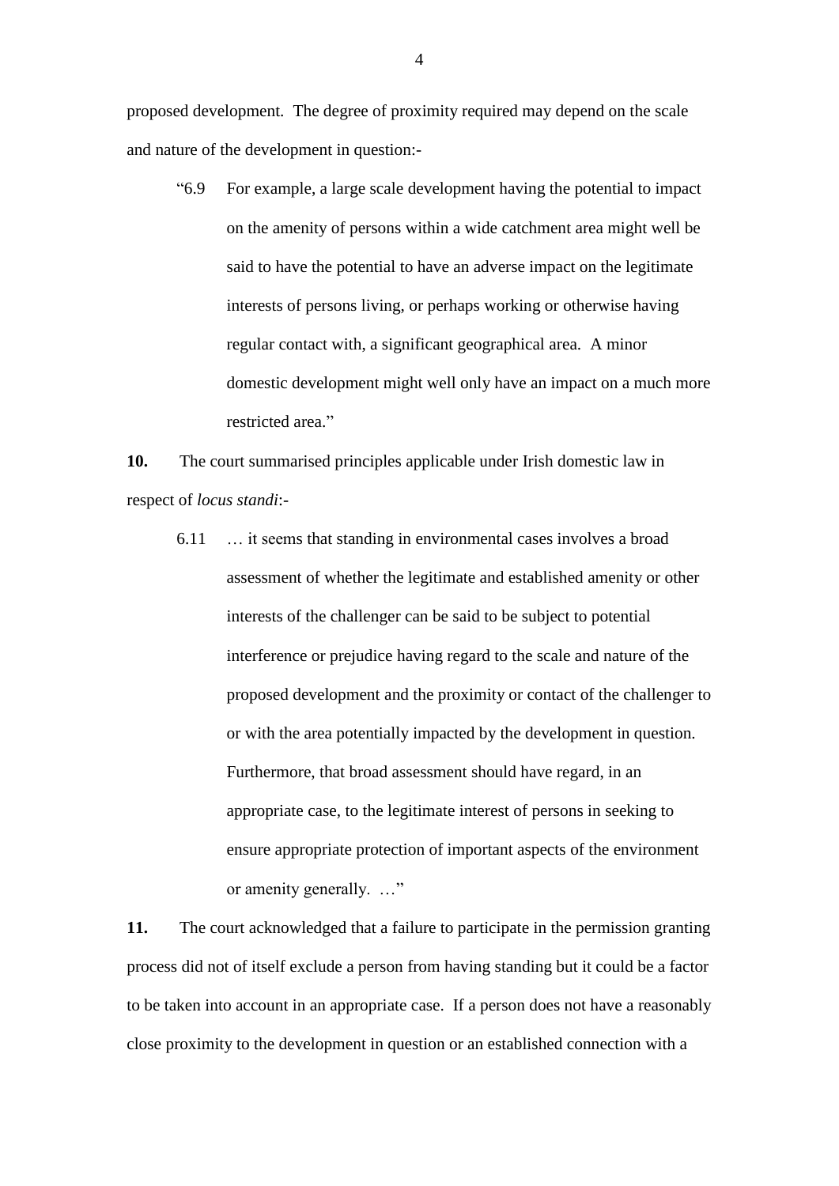proposed development. The degree of proximity required may depend on the scale and nature of the development in question:-

> "6.9 For example, a large scale development having the potential to impact on the amenity of persons within a wide catchment area might well be said to have the potential to have an adverse impact on the legitimate interests of persons living, or perhaps working or otherwise having regular contact with, a significant geographical area. A minor domestic development might well only have an impact on a much more restricted area."

**10.** The court summarised principles applicable under Irish domestic law in respect of *locus standi*:-

> 6.11 … it seems that standing in environmental cases involves a broad assessment of whether the legitimate and established amenity or other interests of the challenger can be said to be subject to potential interference or prejudice having regard to the scale and nature of the proposed development and the proximity or contact of the challenger to or with the area potentially impacted by the development in question. Furthermore, that broad assessment should have regard, in an appropriate case, to the legitimate interest of persons in seeking to ensure appropriate protection of important aspects of the environment or amenity generally. …"

**11.** The court acknowledged that a failure to participate in the permission granting process did not of itself exclude a person from having standing but it could be a factor to be taken into account in an appropriate case. If a person does not have a reasonably close proximity to the development in question or an established connection with a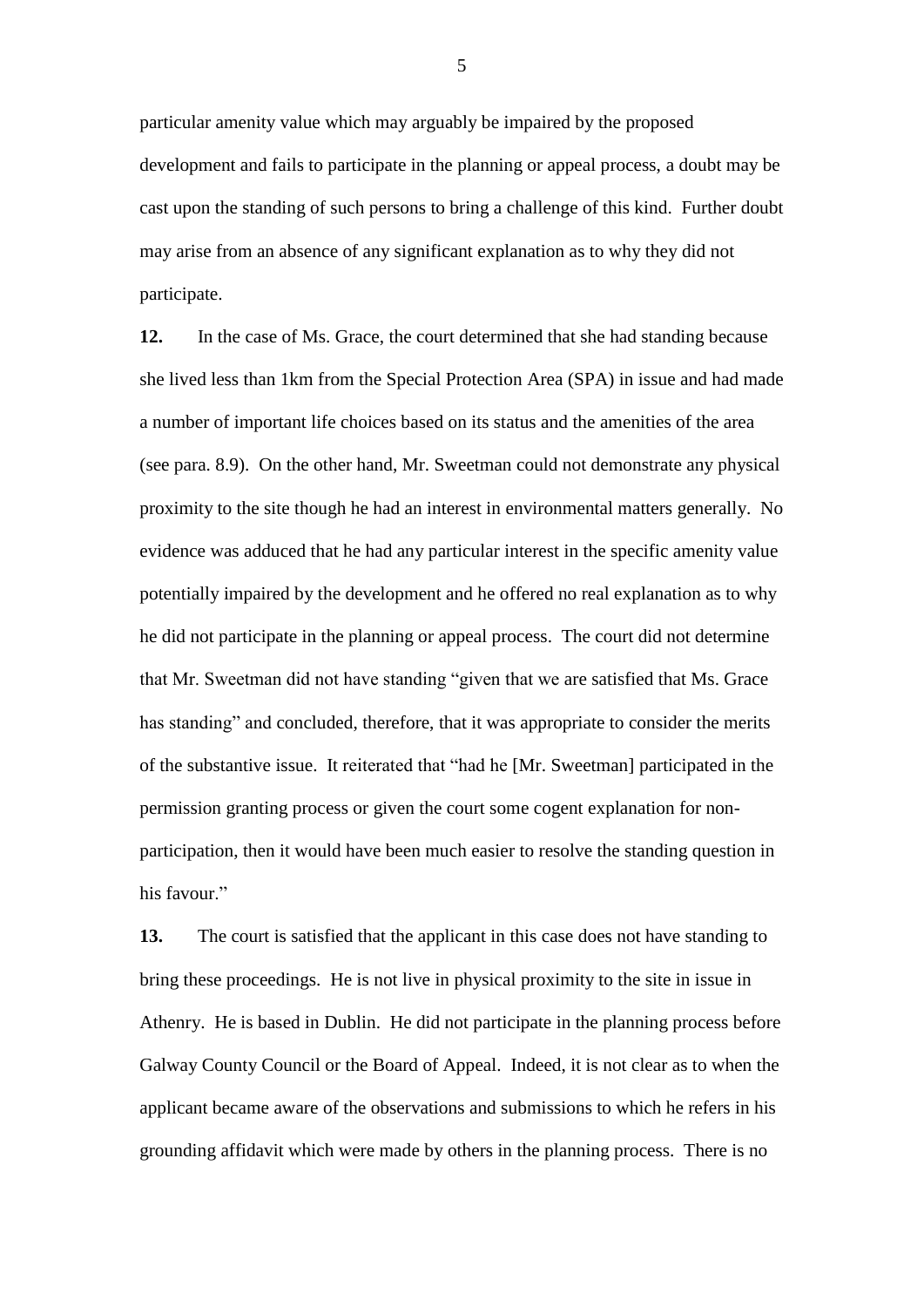particular amenity value which may arguably be impaired by the proposed development and fails to participate in the planning or appeal process, a doubt may be cast upon the standing of such persons to bring a challenge of this kind. Further doubt may arise from an absence of any significant explanation as to why they did not participate.

**12.** In the case of Ms. Grace, the court determined that she had standing because she lived less than 1km from the Special Protection Area (SPA) in issue and had made a number of important life choices based on its status and the amenities of the area (see para. 8.9). On the other hand, Mr. Sweetman could not demonstrate any physical proximity to the site though he had an interest in environmental matters generally. No evidence was adduced that he had any particular interest in the specific amenity value potentially impaired by the development and he offered no real explanation as to why he did not participate in the planning or appeal process. The court did not determine that Mr. Sweetman did not have standing "given that we are satisfied that Ms. Grace has standing" and concluded, therefore, that it was appropriate to consider the merits of the substantive issue. It reiterated that "had he [Mr. Sweetman] participated in the permission granting process or given the court some cogent explanation for non-participation, then it would have been much easier to resolve the standing question in his favour."

**13.** The court is satisfied that the applicant in this case does not have standing to bring these proceedings. He is not live in physical proximity to the site in issue in Athenry. He is based in Dublin. He did not participate in the planning process before Galway County Council or the Board of Appeal. Indeed, it is not clear as to when the applicant became aware of the observations and submissions to which he refers in his grounding affidavit which were made by others in the planning process. There is no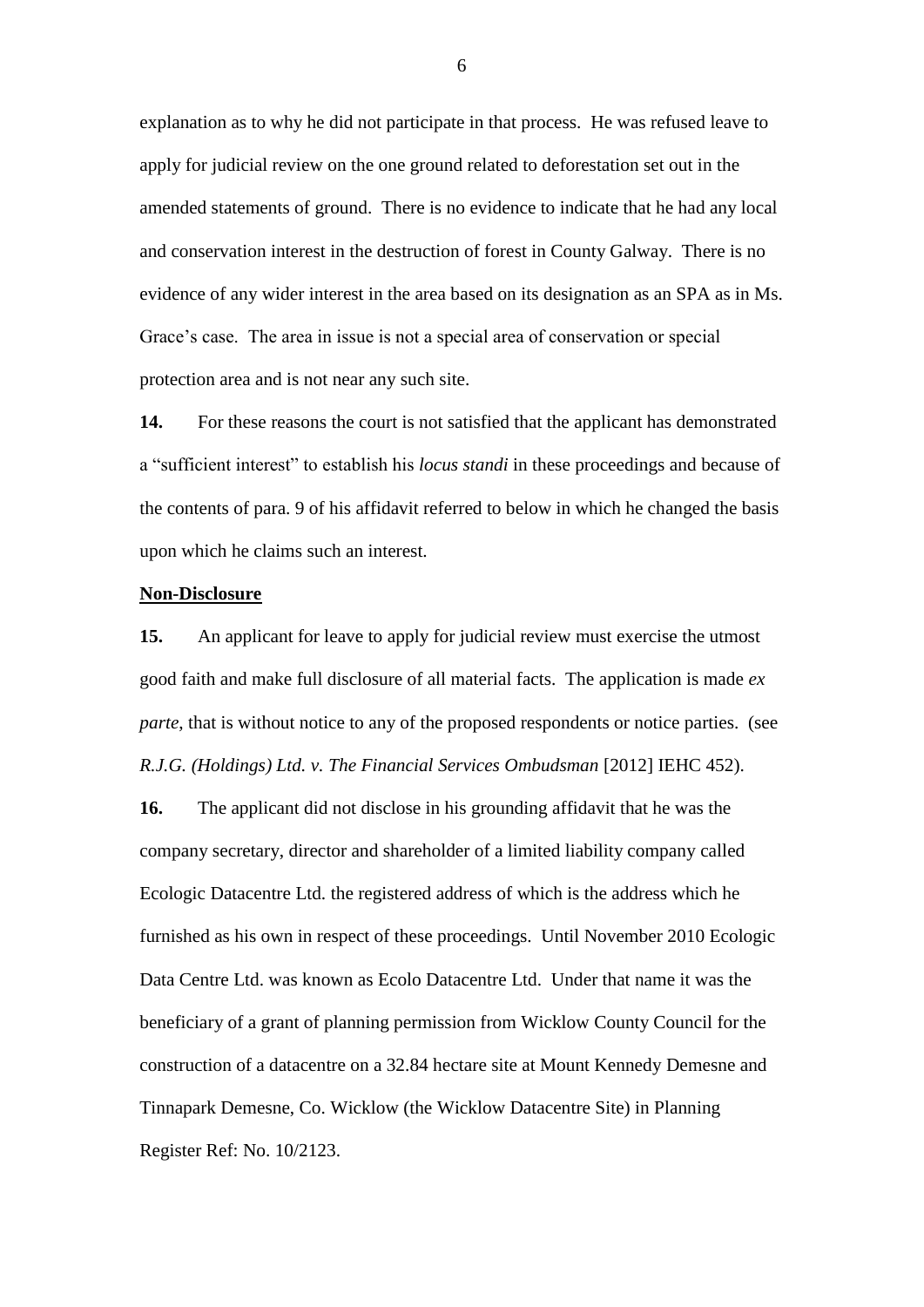explanation as to why he did not participate in that process. He was refused leave to apply for judicial review on the one ground related to deforestation set out in the amended statements of ground. There is no evidence to indicate that he had any local and conservation interest in the destruction of forest in County Galway. There is no evidence of any wider interest in the area based on its designation as an SPA as in Ms. Grace's case. The area in issue is not a special area of conservation or special protection area and is not near any such site.

**14.** For these reasons the court is not satisfied that the applicant has demonstrated a "sufficient interest" to establish his *locus standi* in these proceedings and because of the contents of para. 9 of his affidavit referred to below in which he changed the basis upon which he claims such an interest.

**Non-Disclosure**

**15.** An applicant for leave to apply for judicial review must exercise the utmost good faith and make full disclosure of all material facts. The application is made *ex parte*, that is without notice to any of the proposed respondents or notice parties. (see *R.J.G. (Holdings) Ltd. v. The Financial Services Ombudsman* [2012] IEHC 452).

**16.** The applicant did not disclose in his grounding affidavit that he was the company secretary, director and shareholder of a limited liability company called Ecologic Datacentre Ltd. the registered address of which is the address which he furnished as his own in respect of these proceedings. Until November 2010 Ecologic Data Centre Ltd. was known as Ecolo Datacentre Ltd. Under that name it was the beneficiary of a grant of planning permission from Wicklow County Council for the construction of a datacentre on a 32.84 hectare site at Mount Kennedy Demesne and Tinnapark Demesne, Co. Wicklow (the Wicklow Datacentre Site) in Planning Register Ref: No. 10/2123.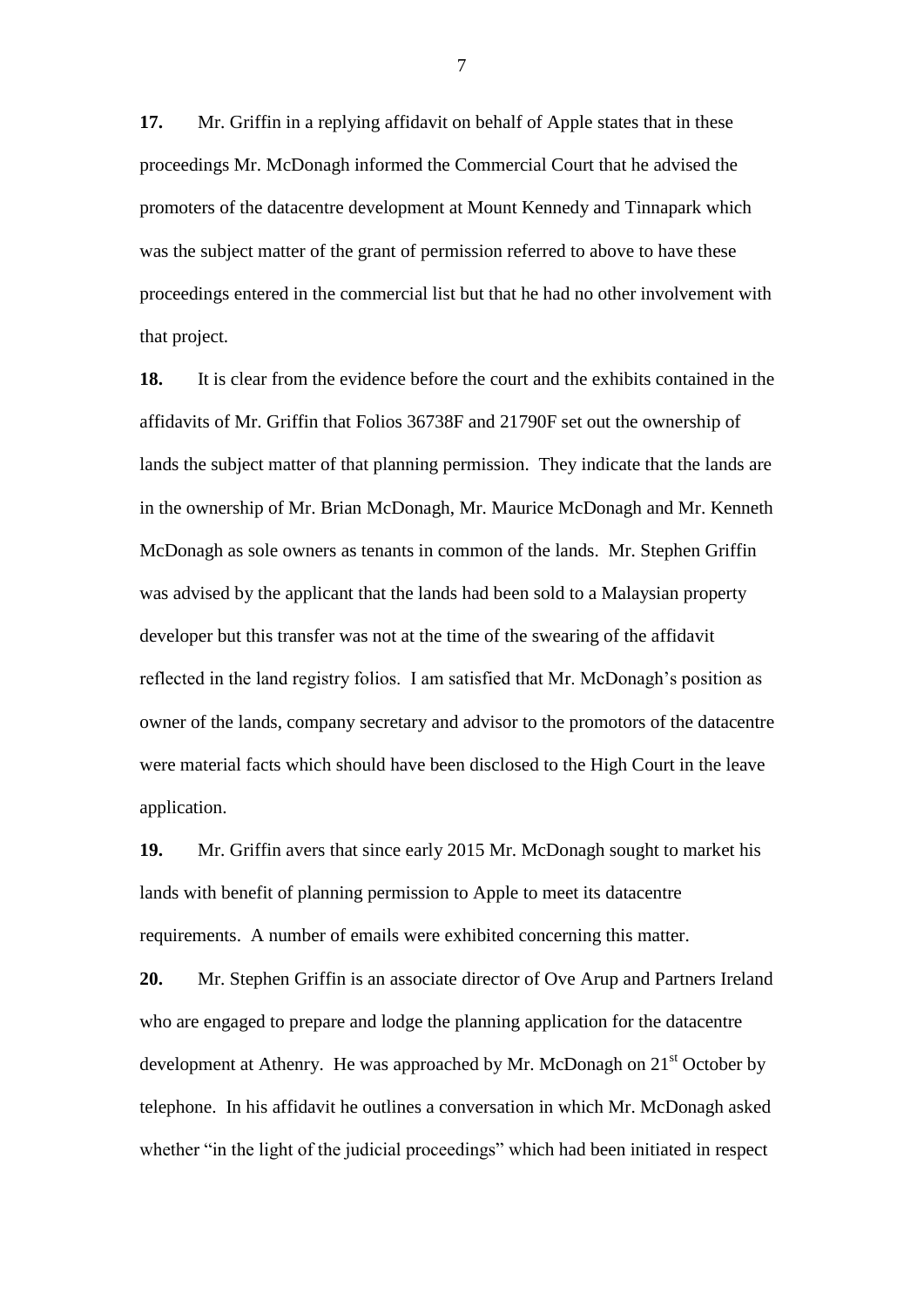**17.** Mr. Griffin in a replying affidavit on behalf of Apple states that in these proceedings Mr. McDonagh informed the Commercial Court that he advised the promoters of the datacentre development at Mount Kennedy and Tinnapark which was the subject matter of the grant of permission referred to above to have these proceedings entered in the commercial list but that he had no other involvement with that project.

**18.** It is clear from the evidence before the court and the exhibits contained in the affidavits of Mr. Griffin that Folios 36738F and 21790F set out the ownership of lands the subject matter of that planning permission. They indicate that the lands are in the ownership of Mr. Brian McDonagh, Mr. Maurice McDonagh and Mr. Kenneth McDonagh as sole owners as tenants in common of the lands. Mr. Stephen Griffin was advised by the applicant that the lands had been sold to a Malaysian property developer but this transfer was not at the time of the swearing of the affidavit reflected in the land registry folios. I am satisfied that Mr. McDonagh's position as owner of the lands, company secretary and advisor to the promotors of the datacentre were material facts which should have been disclosed to the High Court in the leave application.

**19.** Mr. Griffin avers that since early 2015 Mr. McDonagh sought to market his lands with benefit of planning permission to Apple to meet its datacentre requirements. A number of emails were exhibited concerning this matter.

**20.** Mr. Stephen Griffin is an associate director of Ove Arup and Partners Ireland who are engaged to prepare and lodge the planning application for the datacentre development at Athenry. He was approached by Mr. McDonagh on 21st October by telephone. In his affidavit he outlines a conversation in which Mr. McDonagh asked whether "in the light of the judicial proceedings" which had been initiated in respect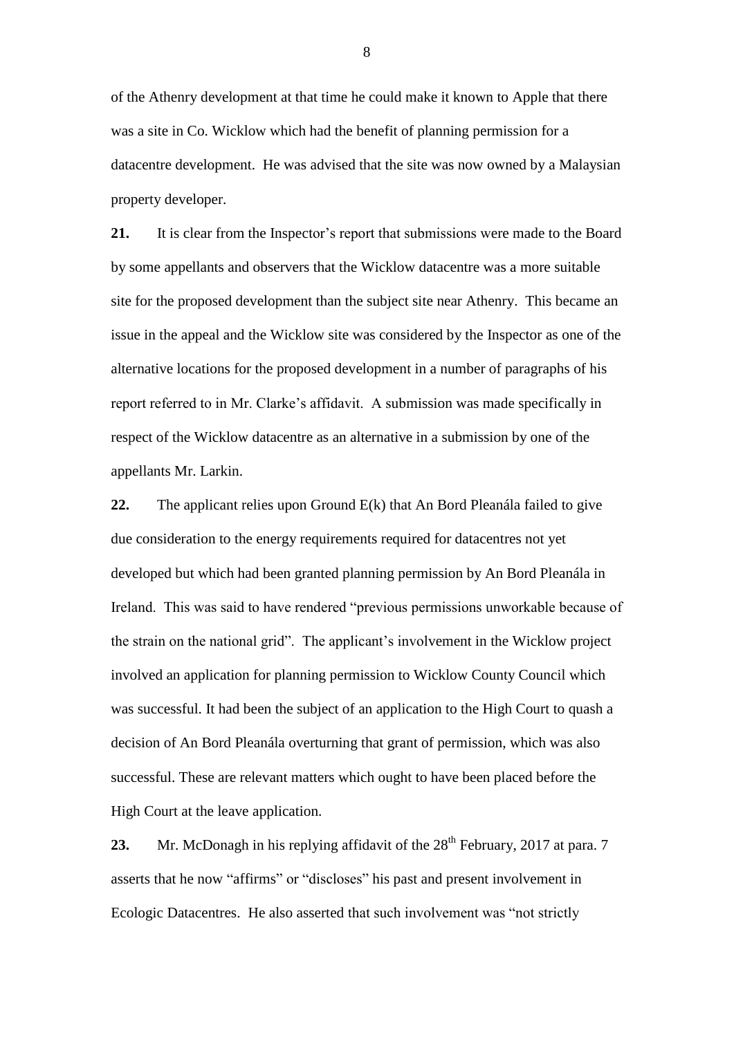of the Athenry development at that time he could make it known to Apple that there was a site in Co. Wicklow which had the benefit of planning permission for a datacentre development. He was advised that the site was now owned by a Malaysian property developer.

**21.** It is clear from the Inspector's report that submissions were made to the Board by some appellants and observers that the Wicklow datacentre was a more suitable site for the proposed development than the subject site near Athenry. This became an issue in the appeal and the Wicklow site was considered by the Inspector as one of the alternative locations for the proposed development in a number of paragraphs of his report referred to in Mr. Clarke's affidavit. A submission was made specifically in respect of the Wicklow datacentre as an alternative in a submission by one of the appellants Mr. Larkin.

**22.** The applicant relies upon Ground E(k) that An Bord Pleanála failed to give due consideration to the energy requirements required for datacentres not yet developed but which had been granted planning permission by An Bord Pleanála in Ireland. This was said to have rendered "previous permissions unworkable because of the strain on the national grid". The applicant's involvement in the Wicklow project involved an application for planning permission to Wicklow County Council which was successful. It had been the subject of an application to the High Court to quash a decision of An Bord Pleanála overturning that grant of permission, which was also successful. These are relevant matters which ought to have been placed before the High Court at the leave application.

**23.** Mr. McDonagh in his replying affidavit of the 28th February, 2017 at para. 7 asserts that he now "affirms" or "discloses" his past and present involvement in Ecologic Datacentres. He also asserted that such involvement was "not strictly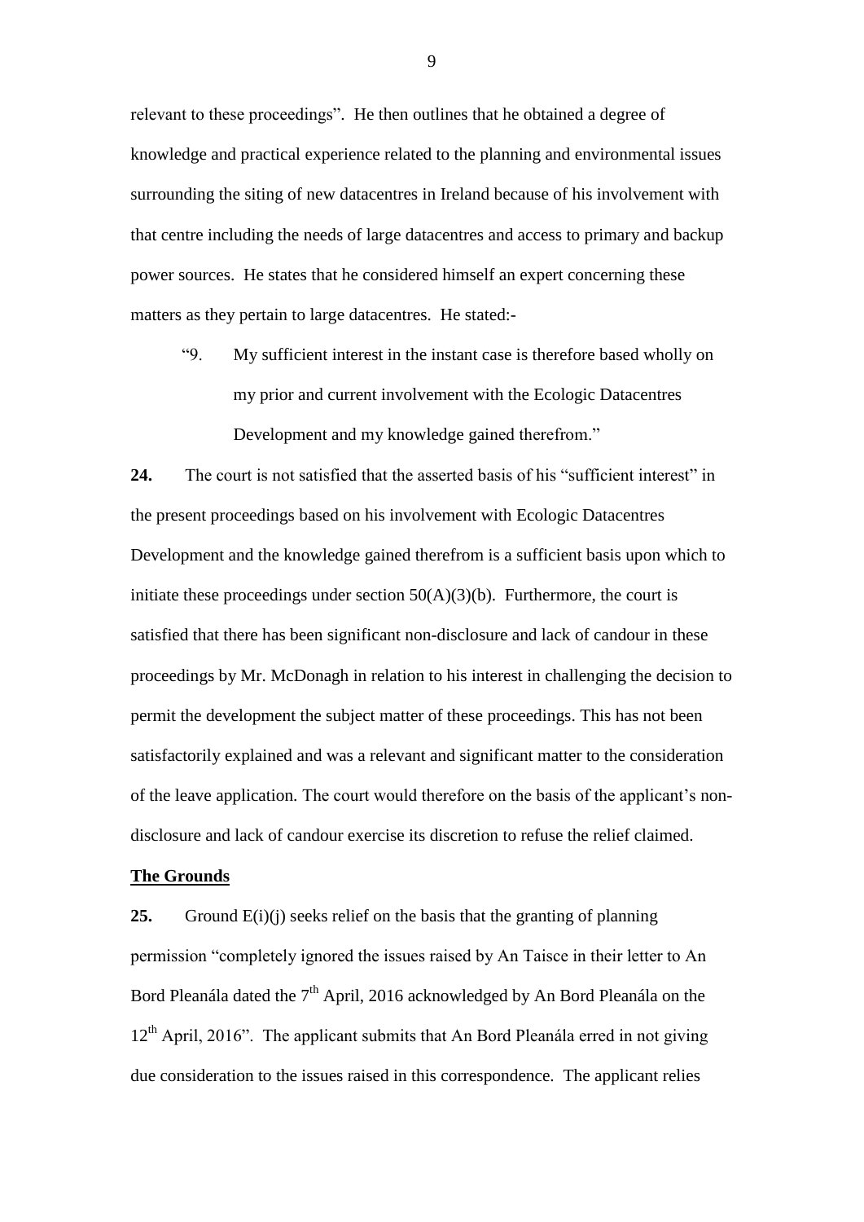relevant to these proceedings". He then outlines that he obtained a degree of knowledge and practical experience related to the planning and environmental issues surrounding the siting of new datacentres in Ireland because of his involvement with that centre including the needs of large datacentres and access to primary and backup power sources. He states that he considered himself an expert concerning these matters as they pertain to large datacentres. He stated:-

> "9. My sufficient interest in the instant case is therefore based wholly on my prior and current involvement with the Ecologic Datacentres Development and my knowledge gained therefrom."

**24.** The court is not satisfied that the asserted basis of his "sufficient interest" in the present proceedings based on his involvement with Ecologic Datacentres Development and the knowledge gained therefrom is a sufficient basis upon which to initiate these proceedings under section 50(A)(3)(b). Furthermore, the court is satisfied that there has been significant non-disclosure and lack of candour in these proceedings by Mr. McDonagh in relation to his interest in challenging the decision to permit the development the subject matter of these proceedings. This has not been satisfactorily explained and was a relevant and significant matter to the consideration of the leave application. The court would therefore on the basis of the applicant's non-disclosure and lack of candour exercise its discretion to refuse the relief claimed.

**The Grounds**

**25.** Ground E(i)(j) seeks relief on the basis that the granting of planning permission "completely ignored the issues raised by An Taisce in their letter to An Bord Pleanála dated the 7th April, 2016 acknowledged by An Bord Pleanála on the 12th April, 2016". The applicant submits that An Bord Pleanála erred in not giving due consideration to the issues raised in this correspondence. The applicant relies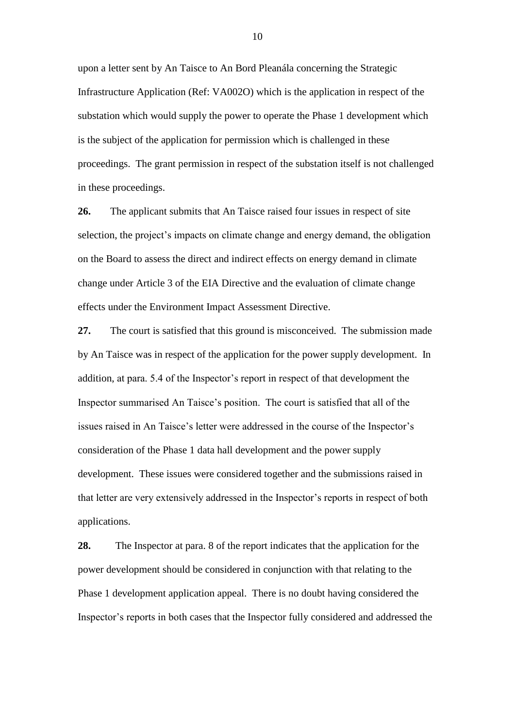upon a letter sent by An Taisce to An Bord Pleanála concerning the Strategic Infrastructure Application (Ref: VA002O) which is the application in respect of the substation which would supply the power to operate the Phase 1 development which is the subject of the application for permission which is challenged in these proceedings. The grant permission in respect of the substation itself is not challenged in these proceedings.

**26.** The applicant submits that An Taisce raised four issues in respect of site selection, the project's impacts on climate change and energy demand, the obligation on the Board to assess the direct and indirect effects on energy demand in climate change under Article 3 of the EIA Directive and the evaluation of climate change effects under the Environment Impact Assessment Directive.

**27.** The court is satisfied that this ground is misconceived. The submission made by An Taisce was in respect of the application for the power supply development. In addition, at para. 5.4 of the Inspector's report in respect of that development the Inspector summarised An Taisce's position. The court is satisfied that all of the issues raised in An Taisce's letter were addressed in the course of the Inspector's consideration of the Phase 1 data hall development and the power supply development. These issues were considered together and the submissions raised in that letter are very extensively addressed in the Inspector's reports in respect of both applications.

**28.** The Inspector at para. 8 of the report indicates that the application for the power development should be considered in conjunction with that relating to the Phase 1 development application appeal. There is no doubt having considered the Inspector's reports in both cases that the Inspector fully considered and addressed the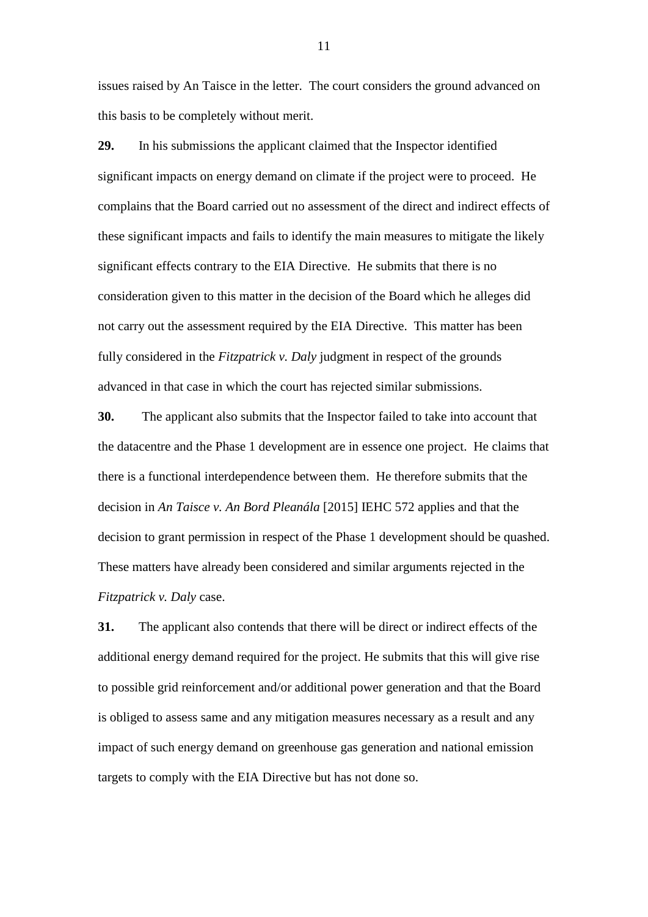issues raised by An Taisce in the letter. The court considers the ground advanced on this basis to be completely without merit.

**29.** In his submissions the applicant claimed that the Inspector identified significant impacts on energy demand on climate if the project were to proceed. He complains that the Board carried out no assessment of the direct and indirect effects of these significant impacts and fails to identify the main measures to mitigate the likely significant effects contrary to the EIA Directive. He submits that there is no consideration given to this matter in the decision of the Board which he alleges did not carry out the assessment required by the EIA Directive. This matter has been fully considered in the *Fitzpatrick v. Daly* judgment in respect of the grounds advanced in that case in which the court has rejected similar submissions.

**30.** The applicant also submits that the Inspector failed to take into account that the datacentre and the Phase 1 development are in essence one project. He claims that there is a functional interdependence between them. He therefore submits that the decision in *An Taisce v. An Bord Pleanála* [2015] IEHC 572 applies and that the decision to grant permission in respect of the Phase 1 development should be quashed. These matters have already been considered and similar arguments rejected in the *Fitzpatrick v. Daly* case.

**31.** The applicant also contends that there will be direct or indirect effects of the additional energy demand required for the project. He submits that this will give rise to possible grid reinforcement and/or additional power generation and that the Board is obliged to assess same and any mitigation measures necessary as a result and any impact of such energy demand on greenhouse gas generation and national emission targets to comply with the EIA Directive but has not done so.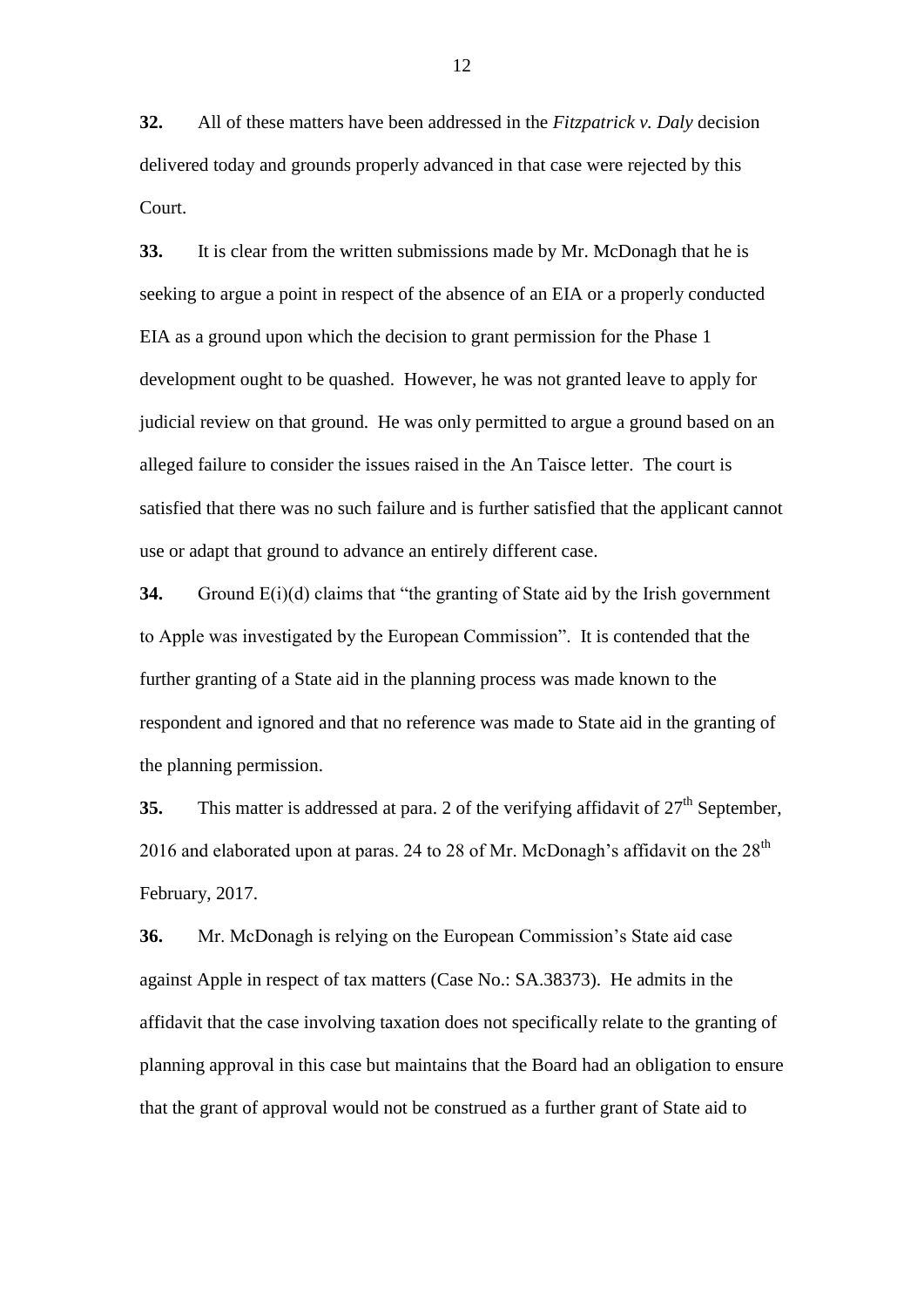**32.** All of these matters have been addressed in the *Fitzpatrick v. Daly* decision delivered today and grounds properly advanced in that case were rejected by this Court.

**33.** It is clear from the written submissions made by Mr. McDonagh that he is seeking to argue a point in respect of the absence of an EIA or a properly conducted EIA as a ground upon which the decision to grant permission for the Phase 1 development ought to be quashed. However, he was not granted leave to apply for judicial review on that ground. He was only permitted to argue a ground based on an alleged failure to consider the issues raised in the An Taisce letter. The court is satisfied that there was no such failure and is further satisfied that the applicant cannot use or adapt that ground to advance an entirely different case.

**34.** Ground E(i)(d) claims that "the granting of State aid by the Irish government to Apple was investigated by the European Commission". It is contended that the further granting of a State aid in the planning process was made known to the respondent and ignored and that no reference was made to State aid in the granting of the planning permission.

**35.** This matter is addressed at para. 2 of the verifying affidavit of 27th September, 2016 and elaborated upon at paras. 24 to 28 of Mr. McDonagh's affidavit on the 28th February, 2017.

**36.** Mr. McDonagh is relying on the European Commission's State aid case against Apple in respect of tax matters (Case No.: SA.38373). He admits in the affidavit that the case involving taxation does not specifically relate to the granting of planning approval in this case but maintains that the Board had an obligation to ensure that the grant of approval would not be construed as a further grant of State aid to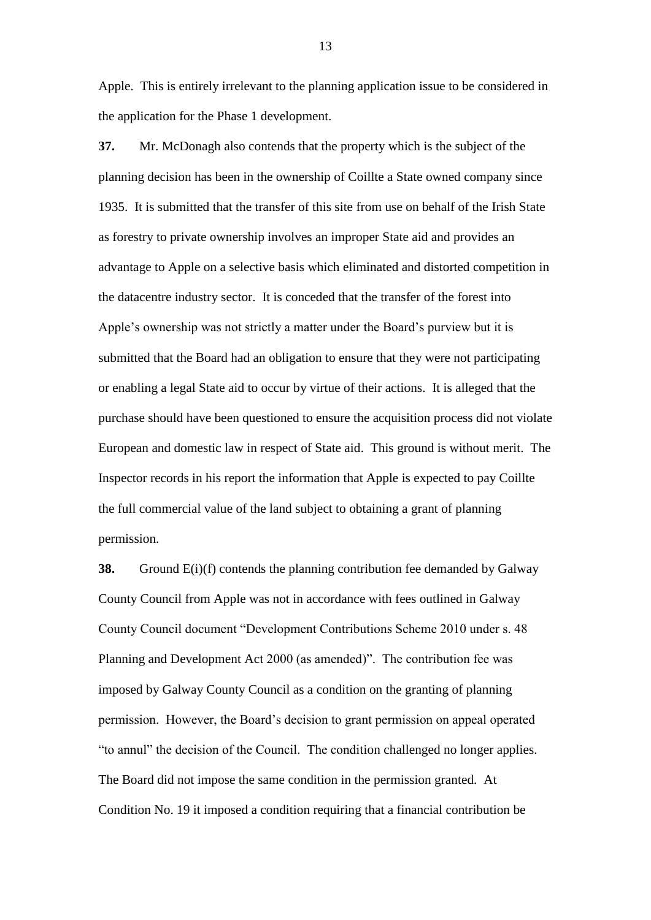Apple. This is entirely irrelevant to the planning application issue to be considered in the application for the Phase 1 development.

**37.** Mr. McDonagh also contends that the property which is the subject of the planning decision has been in the ownership of Coillte a State owned company since 1935. It is submitted that the transfer of this site from use on behalf of the Irish State as forestry to private ownership involves an improper State aid and provides an advantage to Apple on a selective basis which eliminated and distorted competition in the datacentre industry sector. It is conceded that the transfer of the forest into Apple's ownership was not strictly a matter under the Board's purview but it is submitted that the Board had an obligation to ensure that they were not participating or enabling a legal State aid to occur by virtue of their actions. It is alleged that the purchase should have been questioned to ensure the acquisition process did not violate European and domestic law in respect of State aid. This ground is without merit. The Inspector records in his report the information that Apple is expected to pay Coillte the full commercial value of the land subject to obtaining a grant of planning permission.

**38.** Ground E(i)(f) contends the planning contribution fee demanded by Galway County Council from Apple was not in accordance with fees outlined in Galway County Council document "Development Contributions Scheme 2010 under s. 48 Planning and Development Act 2000 (as amended)". The contribution fee was imposed by Galway County Council as a condition on the granting of planning permission. However, the Board's decision to grant permission on appeal operated "to annul" the decision of the Council. The condition challenged no longer applies. The Board did not impose the same condition in the permission granted. At Condition No. 19 it imposed a condition requiring that a financial contribution be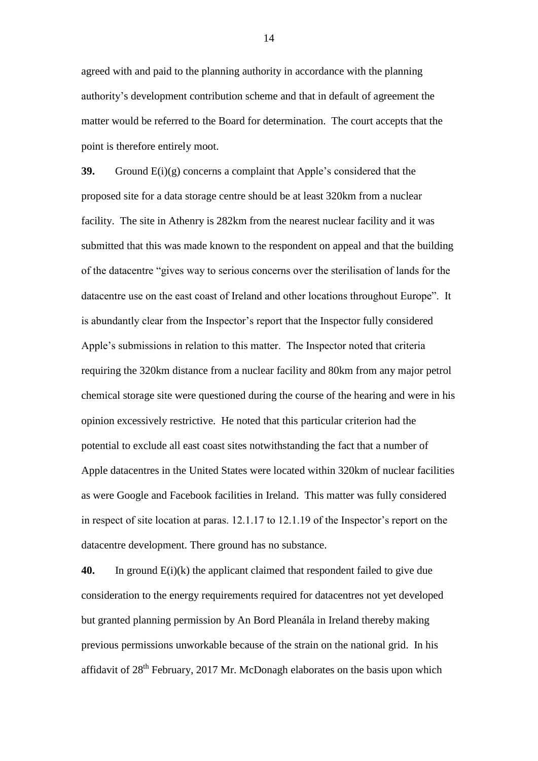agreed with and paid to the planning authority in accordance with the planning authority's development contribution scheme and that in default of agreement the matter would be referred to the Board for determination. The court accepts that the point is therefore entirely moot.

**39.** Ground E(i)(g) concerns a complaint that Apple's considered that the proposed site for a data storage centre should be at least 320km from a nuclear facility. The site in Athenry is 282km from the nearest nuclear facility and it was submitted that this was made known to the respondent on appeal and that the building of the datacentre "gives way to serious concerns over the sterilisation of lands for the datacentre use on the east coast of Ireland and other locations throughout Europe". It is abundantly clear from the Inspector's report that the Inspector fully considered Apple's submissions in relation to this matter. The Inspector noted that criteria requiring the 320km distance from a nuclear facility and 80km from any major petrol chemical storage site were questioned during the course of the hearing and were in his opinion excessively restrictive. He noted that this particular criterion had the potential to exclude all east coast sites notwithstanding the fact that a number of Apple datacentres in the United States were located within 320km of nuclear facilities as were Google and Facebook facilities in Ireland. This matter was fully considered in respect of site location at paras. 12.1.17 to 12.1.19 of the Inspector's report on the datacentre development. There ground has no substance.

**40.** In ground E(i)(k) the applicant claimed that respondent failed to give due consideration to the energy requirements required for datacentres not yet developed but granted planning permission by An Bord Pleanála in Ireland thereby making previous permissions unworkable because of the strain on the national grid. In his affidavit of 28th February, 2017 Mr. McDonagh elaborates on the basis upon which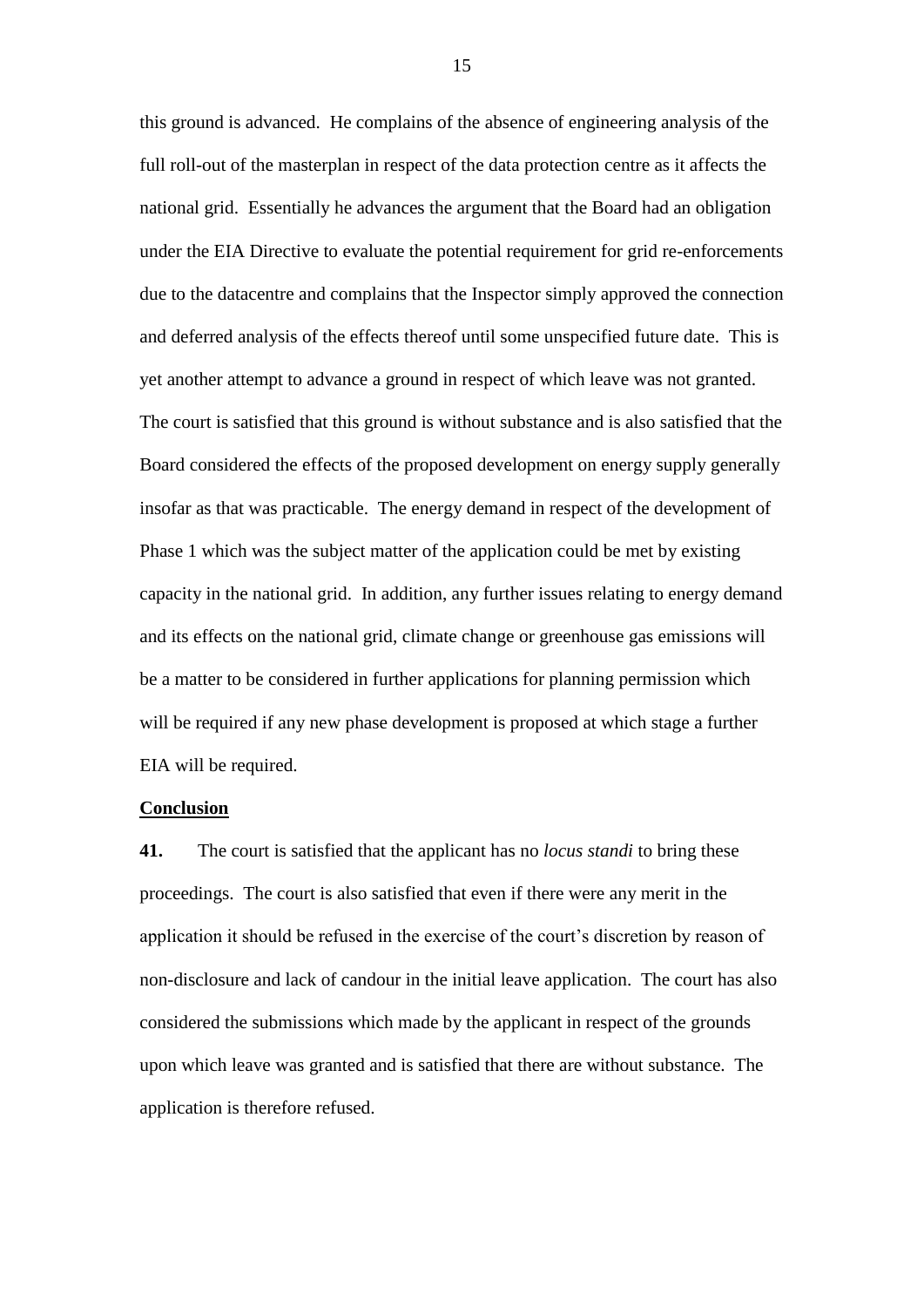this ground is advanced. He complains of the absence of engineering analysis of the full roll-out of the masterplan in respect of the data protection centre as it affects the national grid. Essentially he advances the argument that the Board had an obligation under the EIA Directive to evaluate the potential requirement for grid re-enforcements due to the datacentre and complains that the Inspector simply approved the connection and deferred analysis of the effects thereof until some unspecified future date. This is yet another attempt to advance a ground in respect of which leave was not granted. The court is satisfied that this ground is without substance and is also satisfied that the Board considered the effects of the proposed development on energy supply generally insofar as that was practicable. The energy demand in respect of the development of Phase 1 which was the subject matter of the application could be met by existing capacity in the national grid. In addition, any further issues relating to energy demand and its effects on the national grid, climate change or greenhouse gas emissions will be a matter to be considered in further applications for planning permission which will be required if any new phase development is proposed at which stage a further EIA will be required.

**Conclusion**

**41.** The court is satisfied that the applicant has no *locus standi* to bring these proceedings. The court is also satisfied that even if there were any merit in the application it should be refused in the exercise of the court's discretion by reason of non-disclosure and lack of candour in the initial leave application. The court has also considered the submissions which made by the applicant in respect of the grounds upon which leave was granted and is satisfied that there are without substance. The application is therefore refused.